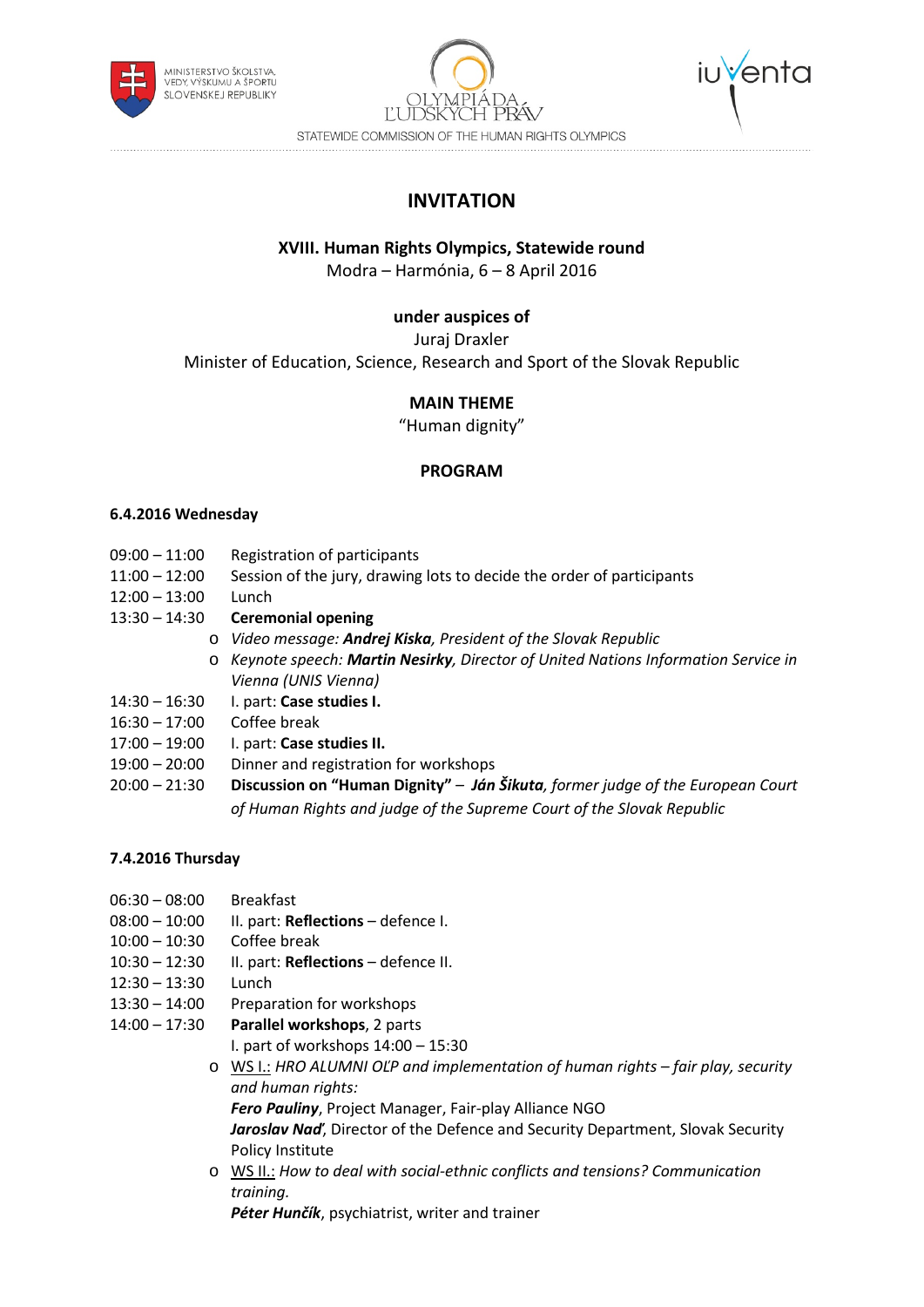MINISTERSTVO ŠKOLSTVA, VEDY, VÝSKUMU A ŠPORTU SLOVENSKEJ REPUBLIKY

OLYMPIÁDA ĽUDSKÝCH PRÁV

iuventa

STATEWIDE COMMISSION OF THE HUMAN RIGHTS OLYMPICS

# INVITATION

**XVIII. Human Rights Olympics, Statewide round**
Modra – Harmónia, 6 – 8 April 2016

**under auspices of**
Juraj Draxler
Minister of Education, Science, Research and Sport of the Slovak Republic

**MAIN THEME**
"Human dignity"

## PROGRAM

**6.4.2016 Wednesday**

- 09:00 – 11:00 Registration of participants
- 11:00 – 12:00 Session of the jury, drawing lots to decide the order of participants
- 12:00 – 13:00 Lunch
- 13:30 – 14:30 **Ceremonial opening**
  - *Video message: **Andrej Kiska**, President of the Slovak Republic*
  - *Keynote speech: **Martin Nesirky**, Director of United Nations Information Service in Vienna (UNIS Vienna)*
- 14:30 – 16:30 I. part: **Case studies I.**
- 16:30 – 17:00 Coffee break
- 17:00 – 19:00 I. part: **Case studies II.**
- 19:00 – 20:00 Dinner and registration for workshops
- 20:00 – 21:30 **Discussion on "Human Dignity"** – ***Ján Šikuta**, former judge of the European Court of Human Rights and judge of the Supreme Court of the Slovak Republic*

**7.4.2016 Thursday**

- 06:30 – 08:00 Breakfast
- 08:00 – 10:00 II. part: **Reflections** – defence I.
- 10:00 – 10:30 Coffee break
- 10:30 – 12:30 II. part: **Reflections** – defence II.
- 12:30 – 13:30 Lunch
- 13:30 – 14:00 Preparation for workshops
- 14:00 – 17:30 **Parallel workshops**, 2 parts
  I. part of workshops 14:00 – 15:30
  - WS I.: *HRO ALUMNI OĽP and implementation of human rights – fair play, security and human rights:*
    ***Fero Pauliny***, Project Manager, Fair-play Alliance NGO
    ***Jaroslav Naď***, Director of the Defence and Security Department, Slovak Security Policy Institute
  - WS II.: *How to deal with social-ethnic conflicts and tensions? Communication training.*
    ***Péter Hunčík***, psychiatrist, writer and trainer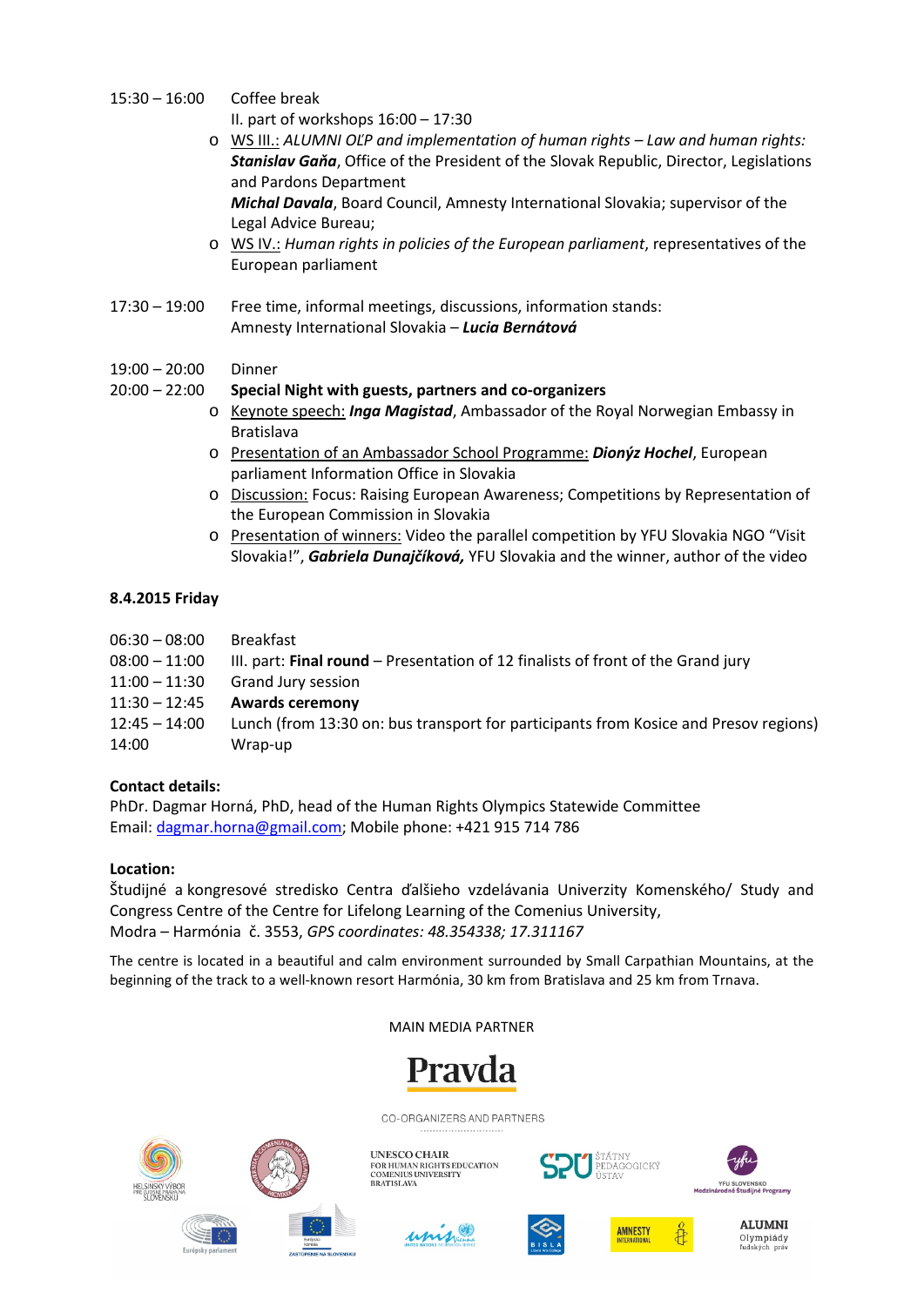15:30 – 16:00 Coffee break

II. part of workshops 16:00 – 17:30

- WS III.: *ALUMNI OĽP and implementation of human rights – Law and human rights:* ***Stanislav Gaňa***, Office of the President of the Slovak Republic, Director, Legislations and Pardons Department
  ***Michal Davala***, Board Council, Amnesty International Slovakia; supervisor of the Legal Advice Bureau;
- WS IV.: *Human rights in policies of the European parliament*, representatives of the European parliament

17:30 – 19:00 Free time, informal meetings, discussions, information stands: Amnesty International Slovakia – ***Lucia Bernátová***

19:00 – 20:00 Dinner

20:00 – 22:00 **Special Night with guests, partners and co-organizers**

- Keynote speech: ***Inga Magistad***, Ambassador of the Royal Norwegian Embassy in Bratislava
- Presentation of an Ambassador School Programme: ***Dionýz Hochel***, European parliament Information Office in Slovakia
- Discussion: Focus: Raising European Awareness; Competitions by Representation of the European Commission in Slovakia
- Presentation of winners: Video the parallel competition by YFU Slovakia NGO "Visit Slovakia!", ***Gabriela Dunajčíková,*** YFU Slovakia and the winner, author of the video

**8.4.2015 Friday**

06:30 – 08:00 Breakfast
08:00 – 11:00 III. part: **Final round** – Presentation of 12 finalists of front of the Grand jury
11:00 – 11:30 Grand Jury session
11:30 – 12:45 **Awards ceremony**
12:45 – 14:00 Lunch (from 13:30 on: bus transport for participants from Kosice and Presov regions)
14:00 Wrap-up

**Contact details:**
PhDr. Dagmar Horná, PhD, head of the Human Rights Olympics Statewide Committee
Email: dagmar.horna@gmail.com; Mobile phone: +421 915 714 786

**Location:**
Študijné a kongresové stredisko Centra ďalšieho vzdelávania Univerzity Komenského/ Study and Congress Centre of the Centre for Lifelong Learning of the Comenius University,
Modra – Harmónia č. 3553, *GPS coordinates: 48.354338; 17.311167*

The centre is located in a beautiful and calm environment surrounded by Small Carpathian Mountains, at the beginning of the track to a well-known resort Harmónia, 30 km from Bratislava and 25 km from Trnava.

MAIN MEDIA PARTNER

Pravda

CO-ORGANIZERS AND PARTNERS

HELSINSKÝ VÝBOR PRE ĽUDSKÉ PRÁVA NA SLOVENSKU

UNESCO CHAIR FOR HUMAN RIGHTS EDUCATION COMENIUS UNIVERSITY BRATISLAVA

ŠTÁTNY PEDAGOGICKÝ ÚSTAV

YFU SLOVENSKO Medzinárodné Študijné Programy

Európsky parlament

Európska komisia ZASTÚPENIE NA SLOVENSKU

unis Vienna

BISLA

AMNESTY INTERNATIONAL

ALUMNI Olympiády ľudských práv